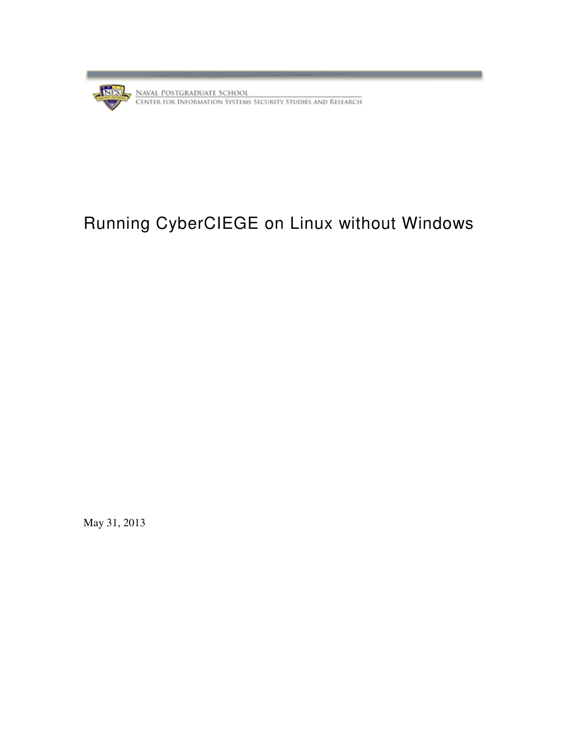NAVAL POSTGRADUATE SCHOOL

CENTER FOR INFORMATION SYSTEMS SECURITY STUDIES AND RESEARCH

# Running CyberCIEGE on Linux without Windows

May 31, 2013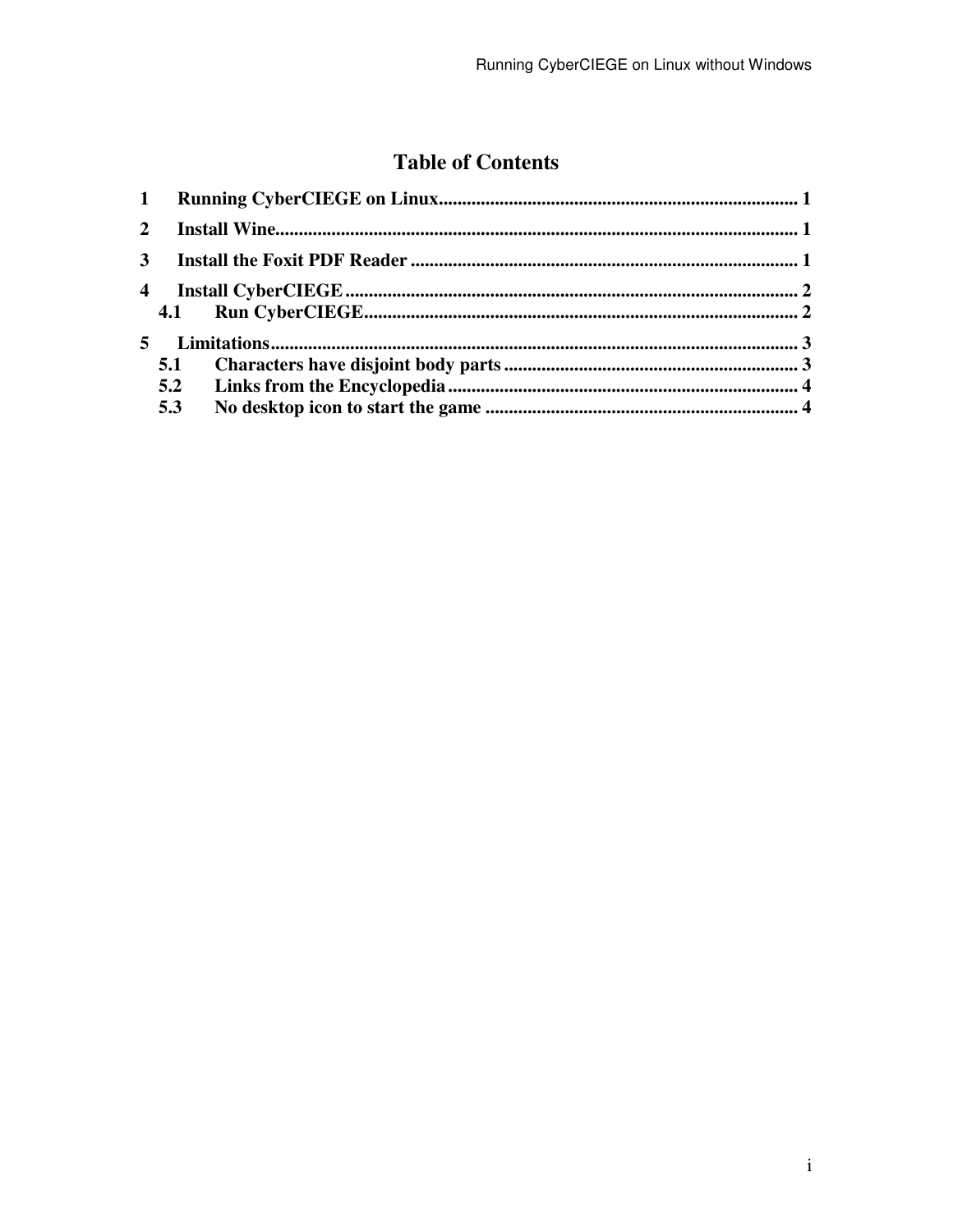# Table of Contents

1 Running CyberCIEGE on Linux ........ 1

2 Install Wine ........ 1

3 Install the Foxit PDF Reader ........ 1

4 Install CyberCIEGE ........ 2

- 4.1 Run CyberCIEGE ........ 2

5 Limitations ........ 3

- 5.1 Characters have disjoint body parts ........ 3
- 5.2 Links from the Encyclopedia ........ 4
- 5.3 No desktop icon to start the game ........ 4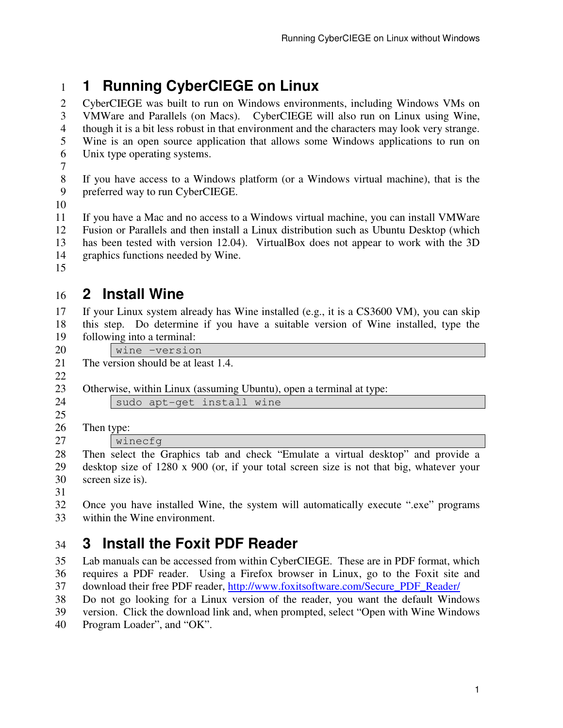# 1 Running CyberCIEGE on Linux

CyberCIEGE was built to run on Windows environments, including Windows VMs on VMWare and Parallels (on Macs). CyberCIEGE will also run on Linux using Wine, though it is a bit less robust in that environment and the characters may look very strange. Wine is an open source application that allows some Windows applications to run on Unix type operating systems.

If you have access to a Windows platform (or a Windows virtual machine), that is the preferred way to run CyberCIEGE.

If you have a Mac and no access to a Windows virtual machine, you can install VMWare Fusion or Parallels and then install a Linux distribution such as Ubuntu Desktop (which has been tested with version 12.04). VirtualBox does not appear to work with the 3D graphics functions needed by Wine.

# 2 Install Wine

If your Linux system already has Wine installed (e.g., it is a CS3600 VM), you can skip this step. Do determine if you have a suitable version of Wine installed, type the following into a terminal:

```
wine –version
```

The version should be at least 1.4.

Otherwise, within Linux (assuming Ubuntu), open a terminal at type:

```
sudo apt-get install wine
```

Then type:

```
winecfg
```

Then select the Graphics tab and check “Emulate a virtual desktop” and provide a desktop size of 1280 x 900 (or, if your total screen size is not that big, whatever your screen size is).

Once you have installed Wine, the system will automatically execute “.exe” programs within the Wine environment.

# 3 Install the Foxit PDF Reader

Lab manuals can be accessed from within CyberCIEGE. These are in PDF format, which requires a PDF reader. Using a Firefox browser in Linux, go to the Foxit site and download their free PDF reader, http://www.foxitsoftware.com/Secure_PDF_Reader/ Do not go looking for a Linux version of the reader, you want the default Windows version. Click the download link and, when prompted, select “Open with Wine Windows Program Loader”, and “OK”.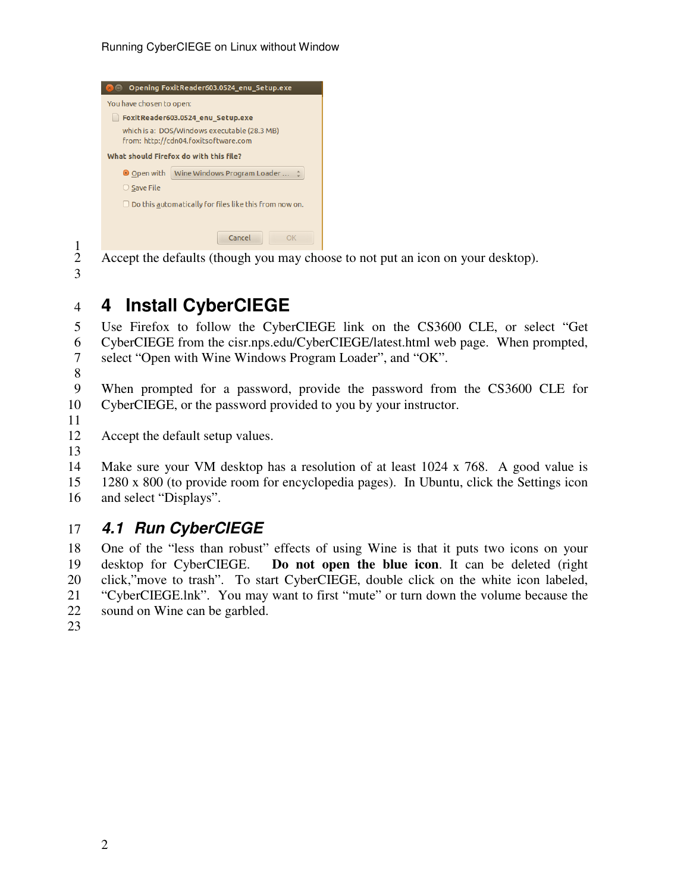Accept the defaults (though you may choose to not put an icon on your desktop).

# 4 Install CyberCIEGE

Use Firefox to follow the CyberCIEGE link on the CS3600 CLE, or select "Get CyberCIEGE from the cisr.nps.edu/CyberCIEGE/latest.html web page. When prompted, select "Open with Wine Windows Program Loader", and "OK".

When prompted for a password, provide the password from the CS3600 CLE for CyberCIEGE, or the password provided to you by your instructor.

Accept the default setup values.

Make sure your VM desktop has a resolution of at least 1024 x 768. A good value is 1280 x 800 (to provide room for encyclopedia pages). In Ubuntu, click the Settings icon and select "Displays".

## *4.1 Run CyberCIEGE*

One of the "less than robust" effects of using Wine is that it puts two icons on your desktop for CyberCIEGE. **Do not open the blue icon**. It can be deleted (right click,"move to trash". To start CyberCIEGE, double click on the white icon labeled, "CyberCIEGE.lnk". You may want to first "mute" or turn down the volume because the sound on Wine can be garbled.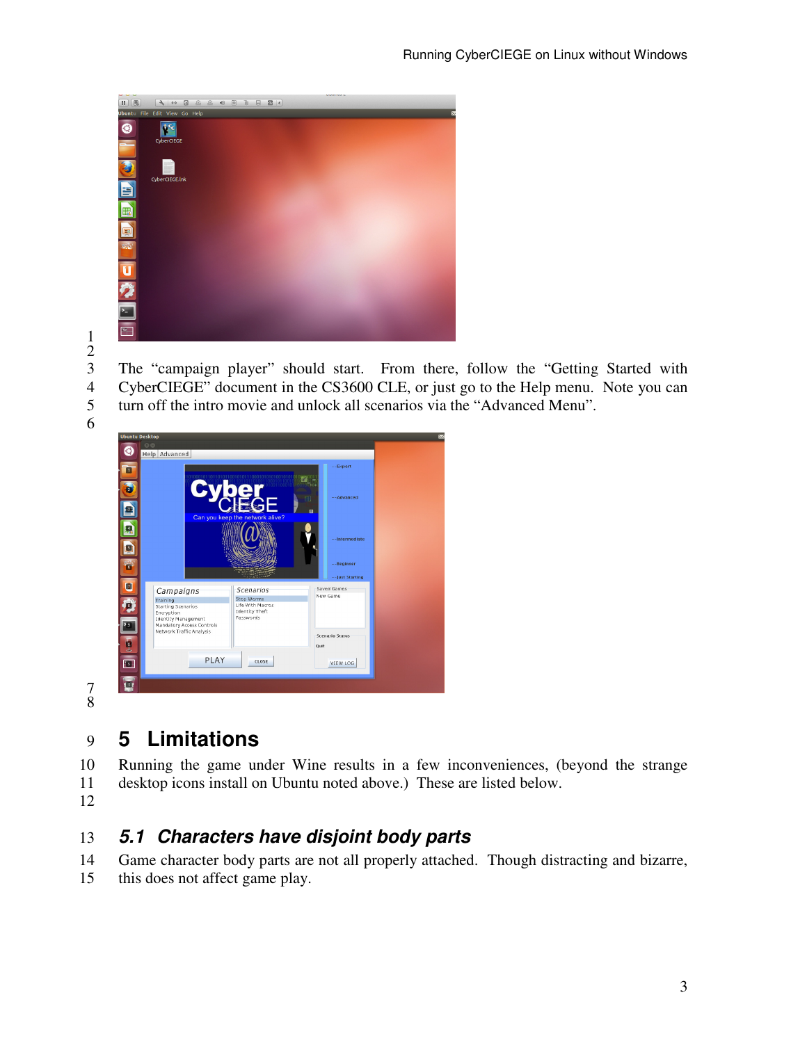The "campaign player" should start. From there, follow the "Getting Started with CyberCIEGE" document in the CS3600 CLE, or just go to the Help menu. Note you can turn off the intro movie and unlock all scenarios via the "Advanced Menu".

# 5 Limitations

Running the game under Wine results in a few inconveniences, (beyond the strange desktop icons install on Ubuntu noted above.) These are listed below.

## *5.1 Characters have disjoint body parts*

Game character body parts are not all properly attached. Though distracting and bizarre, this does not affect game play.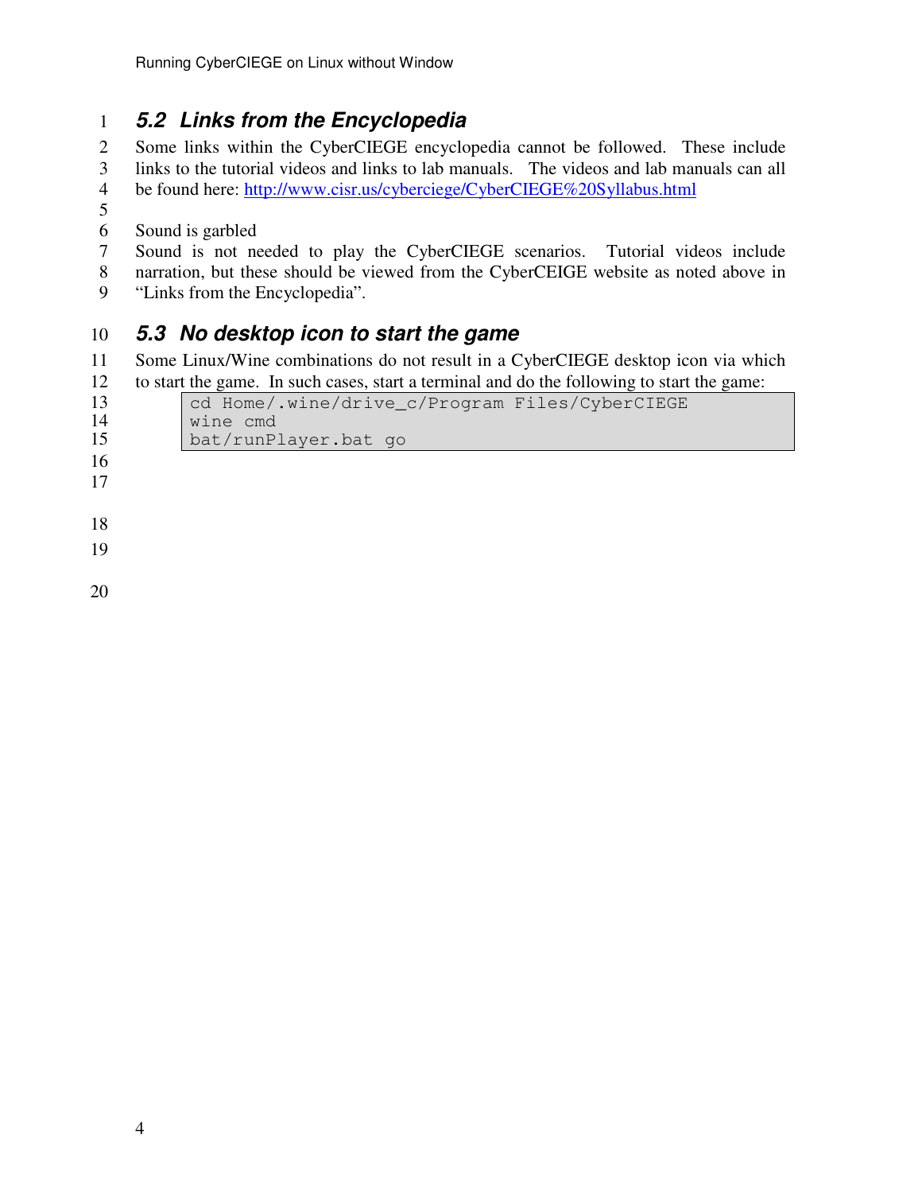## 5.2 Links from the Encyclopedia

Some links within the CyberCIEGE encyclopedia cannot be followed. These include links to the tutorial videos and links to lab manuals. The videos and lab manuals can all be found here: [http://www.cisr.us/cyberciege/CyberCIEGE%20Syllabus.html](http://www.cisr.us/cyberciege/CyberCIEGE%20Syllabus.html)

Sound is garbled

Sound is not needed to play the CyberCIEGE scenarios. Tutorial videos include narration, but these should be viewed from the CyberCEIGE website as noted above in "Links from the Encyclopedia".

## 5.3 No desktop icon to start the game

Some Linux/Wine combinations do not result in a CyberCIEGE desktop icon via which to start the game. In such cases, start a terminal and do the following to start the game:

```
cd Home/.wine/drive_c/Program Files/CyberCIEGE
wine cmd
bat/runPlayer.bat go
```